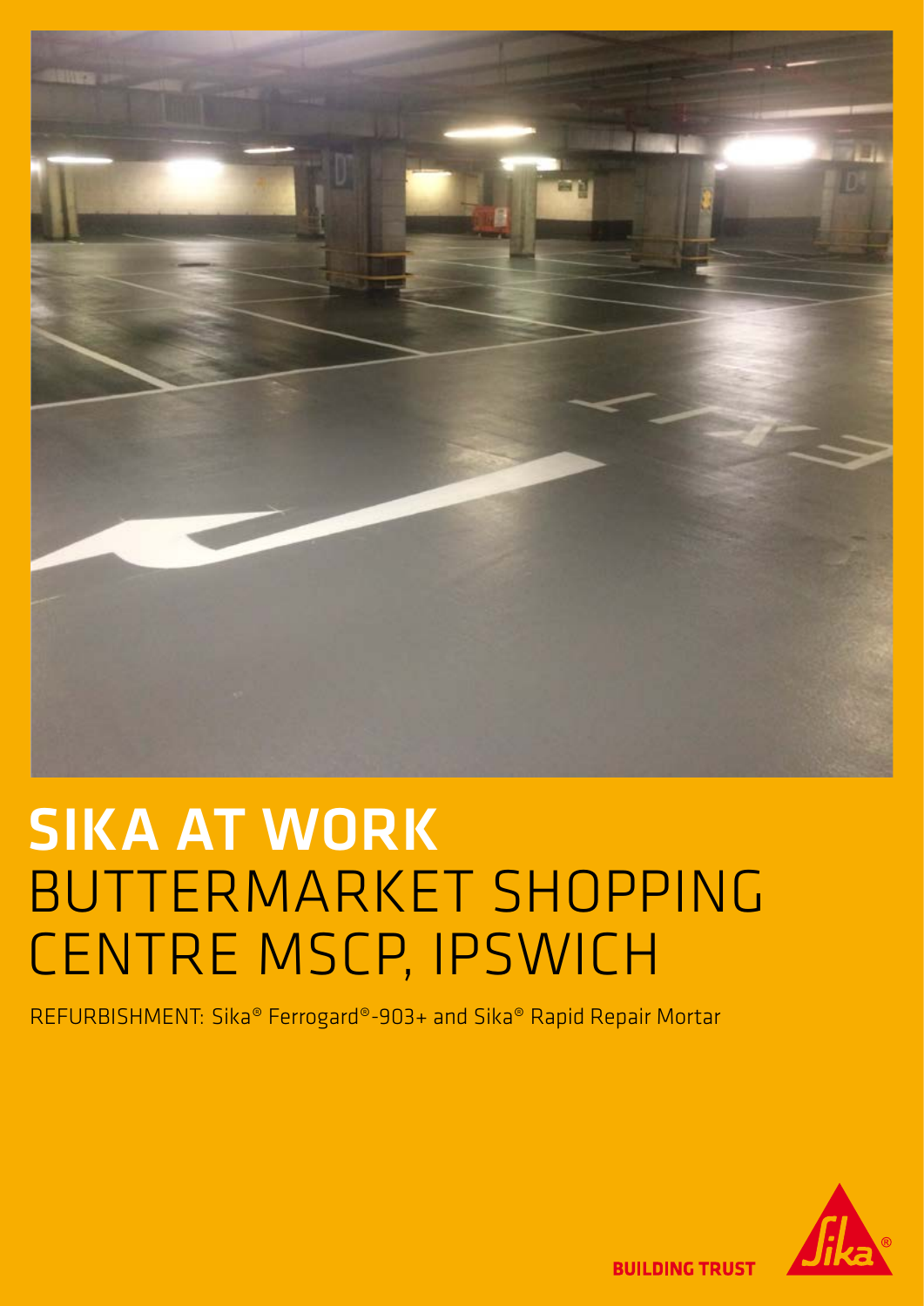# SIKA AT WORK
# BUTTERMARKET SHOPPING CENTRE MSCP, IPSWICH

REFURBISHMENT: Sika® Ferrogard®-903+ and Sika® Rapid Repair Mortar

BUILDING TRUST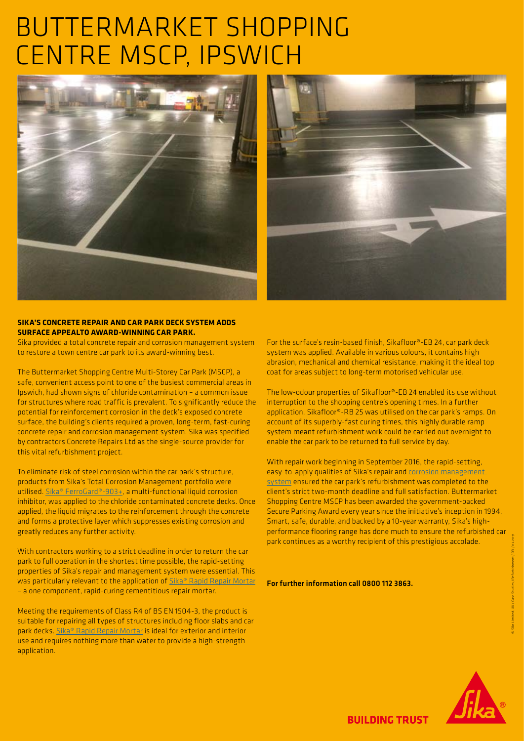# BUTTERMARKET SHOPPING CENTRE MSCP, IPSWICH

**SIKA'S CONCRETE REPAIR AND CAR PARK DECK SYSTEM ADDS SURFACE APPEALTO AWARD-WINNING CAR PARK.**

Sika provided a total concrete repair and corrosion management system to restore a town centre car park to its award-winning best.

The Buttermarket Shopping Centre Multi-Storey Car Park (MSCP), a safe, convenient access point to one of the busiest commercial areas in Ipswich, had shown signs of chloride contamination – a common issue for structures where road traffic is prevalent. To significantly reduce the potential for reinforcement corrosion in the deck's exposed concrete surface, the building's clients required a proven, long-term, fast-curing concrete repair and corrosion management system. Sika was specified by contractors Concrete Repairs Ltd as the single-source provider for this vital refurbishment project.

To eliminate risk of steel corrosion within the car park's structure, products from Sika's Total Corrosion Management portfolio were utilised. Sika® FerroGard®-903+, a multi-functional liquid corrosion inhibitor, was applied to the chloride contaminated concrete decks. Once applied, the liquid migrates to the reinforcement through the concrete and forms a protective layer which suppresses existing corrosion and greatly reduces any further activity.

With contractors working to a strict deadline in order to return the car park to full operation in the shortest time possible, the rapid-setting properties of Sika's repair and management system were essential. This was particularly relevant to the application of Sika® Rapid Repair Mortar – a one component, rapid-curing cementitious repair mortar.

Meeting the requirements of Class R4 of BS EN 1504-3, the product is suitable for repairing all types of structures including floor slabs and car park decks. Sika® Rapid Repair Mortar is ideal for exterior and interior use and requires nothing more than water to provide a high-strength application.

For the surface's resin-based finish, Sikafloor®-EB 24, car park deck system was applied. Available in various colours, it contains high abrasion, mechanical and chemical resistance, making it the ideal top coat for areas subject to long-term motorised vehicular use.

The low-odour properties of Sikafloor®-EB 24 enabled its use without interruption to the shopping centre's opening times. In a further application, Sikafloor®-RB 25 was utilised on the car park's ramps. On account of its superbly-fast curing times, this highly durable ramp system meant refurbishment work could be carried out overnight to enable the car park to be returned to full service by day.

With repair work beginning in September 2016, the rapid-setting, easy-to-apply qualities of Sika's repair and corrosion management system ensured the car park's refurbishment was completed to the client's strict two-month deadline and full satisfaction. Buttermarket Shopping Centre MSCP has been awarded the government-backed Secure Parking Award every year since the initiative's inception in 1994. Smart, safe, durable, and backed by a 10-year warranty, Sika's high-performance flooring range has done much to ensure the refurbished car park continues as a worthy recipient of this prestigious accolade.

**For further information call 0800 112 3863.**

**BUILDING TRUST**